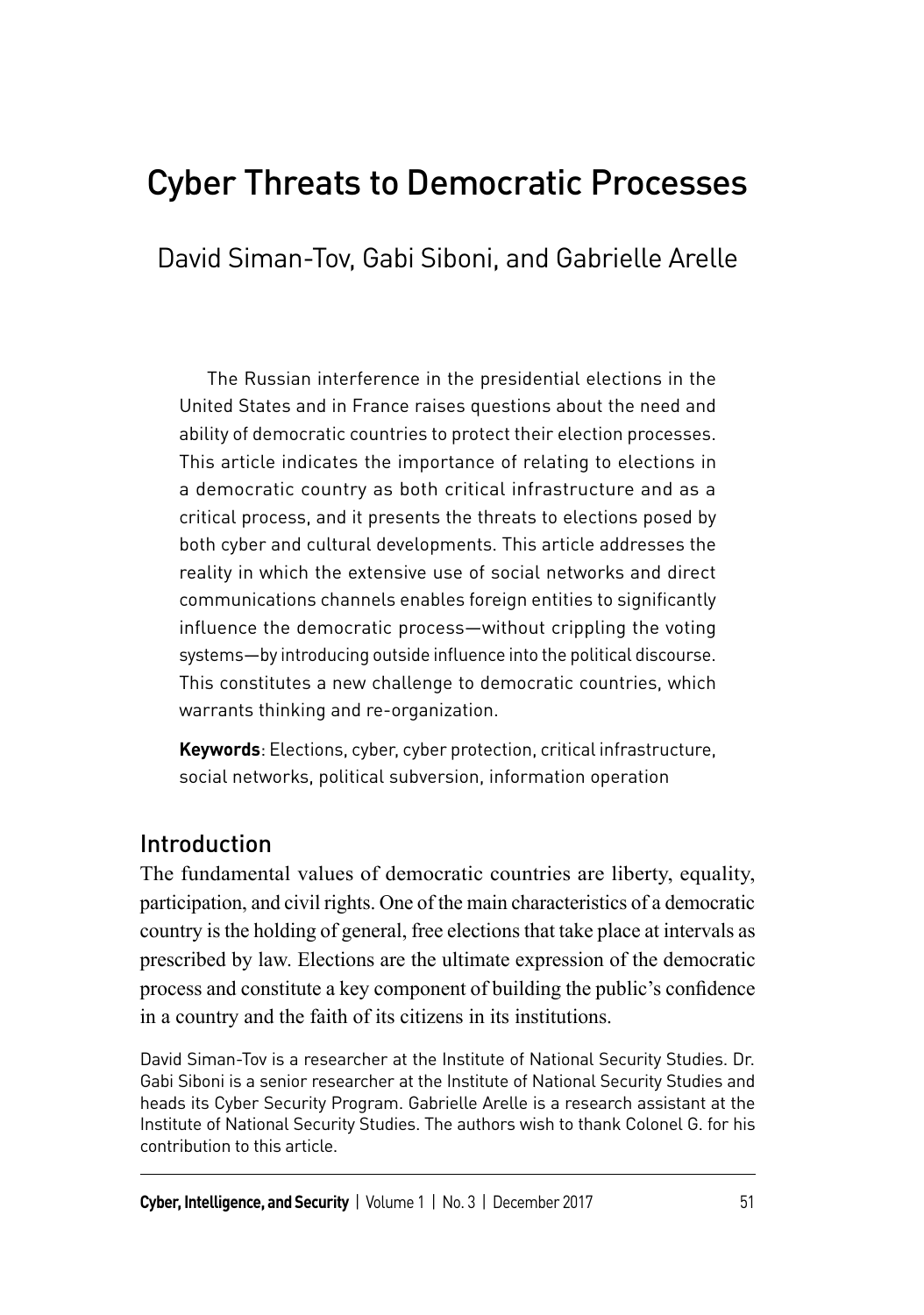# Cyber Threats to Democratic Processes

David Siman-Tov, Gabi Siboni, and Gabrielle Arelle

The Russian interference in the presidential elections in the United States and in France raises questions about the need and ability of democratic countries to protect their election processes. This article indicates the importance of relating to elections in a democratic country as both critical infrastructure and as a critical process, and it presents the threats to elections posed by both cyber and cultural developments. This article addresses the reality in which the extensive use of social networks and direct communications channels enables foreign entities to significantly influence the democratic process—without crippling the voting systems—by introducing outside influence into the political discourse. This constitutes a new challenge to democratic countries, which warrants thinking and re-organization.

**Keywords**: Elections, cyber, cyber protection, critical infrastructure, social networks, political subversion, information operation

## Introduction

The fundamental values of democratic countries are liberty, equality, participation, and civil rights. One of the main characteristics of a democratic country is the holding of general, free elections that take place at intervals as prescribed by law. Elections are the ultimate expression of the democratic process and constitute a key component of building the public's confidence in a country and the faith of its citizens in its institutions.

David Siman-Tov is a researcher at the Institute of National Security Studies. Dr. Gabi Siboni is a senior researcher at the Institute of National Security Studies and heads its Cyber Security Program. Gabrielle Arelle is a research assistant at the Institute of National Security Studies. The authors wish to thank Colonel G. for his contribution to this article.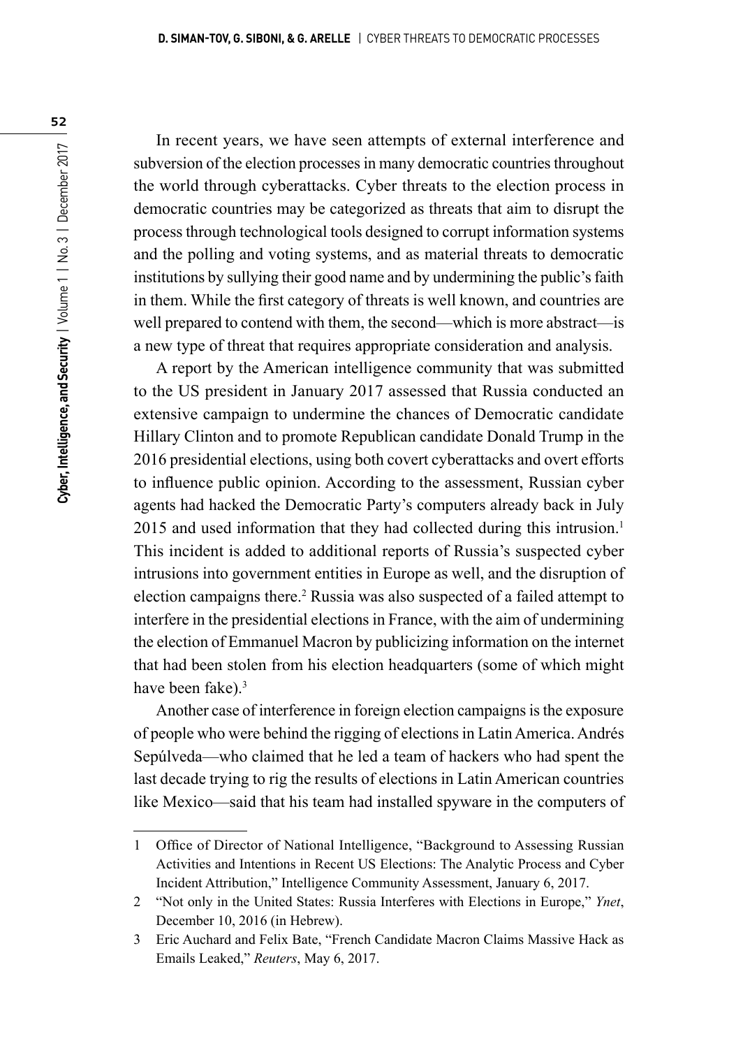In recent years, we have seen attempts of external interference and subversion of the election processes in many democratic countries throughout the world through cyberattacks. Cyber threats to the election process in democratic countries may be categorized as threats that aim to disrupt the process through technological tools designed to corrupt information systems and the polling and voting systems, and as material threats to democratic institutions by sullying their good name and by undermining the public's faith in them. While the first category of threats is well known, and countries are well prepared to contend with them, the second—which is more abstract—is a new type of threat that requires appropriate consideration and analysis.

A report by the American intelligence community that was submitted to the US president in January 2017 assessed that Russia conducted an extensive campaign to undermine the chances of Democratic candidate Hillary Clinton and to promote Republican candidate Donald Trump in the 2016 presidential elections, using both covert cyberattacks and overt efforts to influence public opinion. According to the assessment, Russian cyber agents had hacked the Democratic Party's computers already back in July 2015 and used information that they had collected during this intrusion.[1] This incident is added to additional reports of Russia's suspected cyber intrusions into government entities in Europe as well, and the disruption of election campaigns there.[2] Russia was also suspected of a failed attempt to interfere in the presidential elections in France, with the aim of undermining the election of Emmanuel Macron by publicizing information on the internet that had been stolen from his election headquarters (some of which might have been fake).[3]

Another case of interference in foreign election campaigns is the exposure of people who were behind the rigging of elections in Latin America. Andrés Sepúlveda—who claimed that he led a team of hackers who had spent the last decade trying to rig the results of elections in Latin American countries like Mexico—said that his team had installed spyware in the computers of

---

1 Office of Director of National Intelligence, "Background to Assessing Russian Activities and Intentions in Recent US Elections: The Analytic Process and Cyber Incident Attribution," Intelligence Community Assessment, January 6, 2017.

2 "Not only in the United States: Russia Interferes with Elections in Europe," *Ynet*, December 10, 2016 (in Hebrew).

3 Eric Auchard and Felix Bate, "French Candidate Macron Claims Massive Hack as Emails Leaked," *Reuters*, May 6, 2017.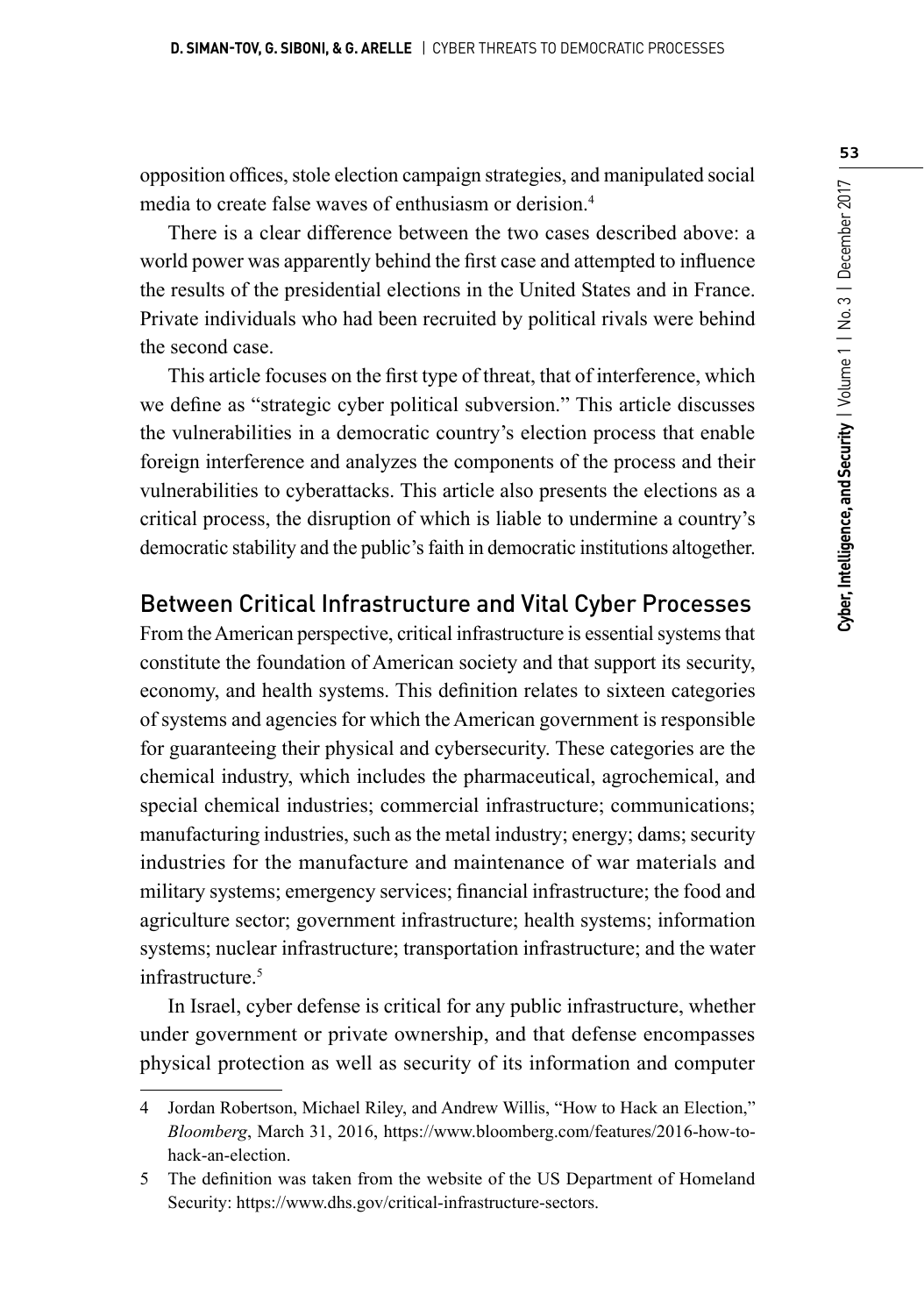opposition offices, stole election campaign strategies, and manipulated social media to create false waves of enthusiasm or derision.[4]

There is a clear difference between the two cases described above: a world power was apparently behind the first case and attempted to influence the results of the presidential elections in the United States and in France. Private individuals who had been recruited by political rivals were behind the second case.

This article focuses on the first type of threat, that of interference, which we define as "strategic cyber political subversion." This article discusses the vulnerabilities in a democratic country's election process that enable foreign interference and analyzes the components of the process and their vulnerabilities to cyberattacks. This article also presents the elections as a critical process, the disruption of which is liable to undermine a country's democratic stability and the public's faith in democratic institutions altogether.

## Between Critical Infrastructure and Vital Cyber Processes

From the American perspective, critical infrastructure is essential systems that constitute the foundation of American society and that support its security, economy, and health systems. This definition relates to sixteen categories of systems and agencies for which the American government is responsible for guaranteeing their physical and cybersecurity. These categories are the chemical industry, which includes the pharmaceutical, agrochemical, and special chemical industries; commercial infrastructure; communications; manufacturing industries, such as the metal industry; energy; dams; security industries for the manufacture and maintenance of war materials and military systems; emergency services; financial infrastructure; the food and agriculture sector; government infrastructure; health systems; information systems; nuclear infrastructure; transportation infrastructure; and the water infrastructure.[5]

In Israel, cyber defense is critical for any public infrastructure, whether under government or private ownership, and that defense encompasses physical protection as well as security of its information and computer

---

4 Jordan Robertson, Michael Riley, and Andrew Willis, "How to Hack an Election," *Bloomberg*, March 31, 2016, https://www.bloomberg.com/features/2016-how-to-hack-an-election.

5 The definition was taken from the website of the US Department of Homeland Security: https://www.dhs.gov/critical-infrastructure-sectors.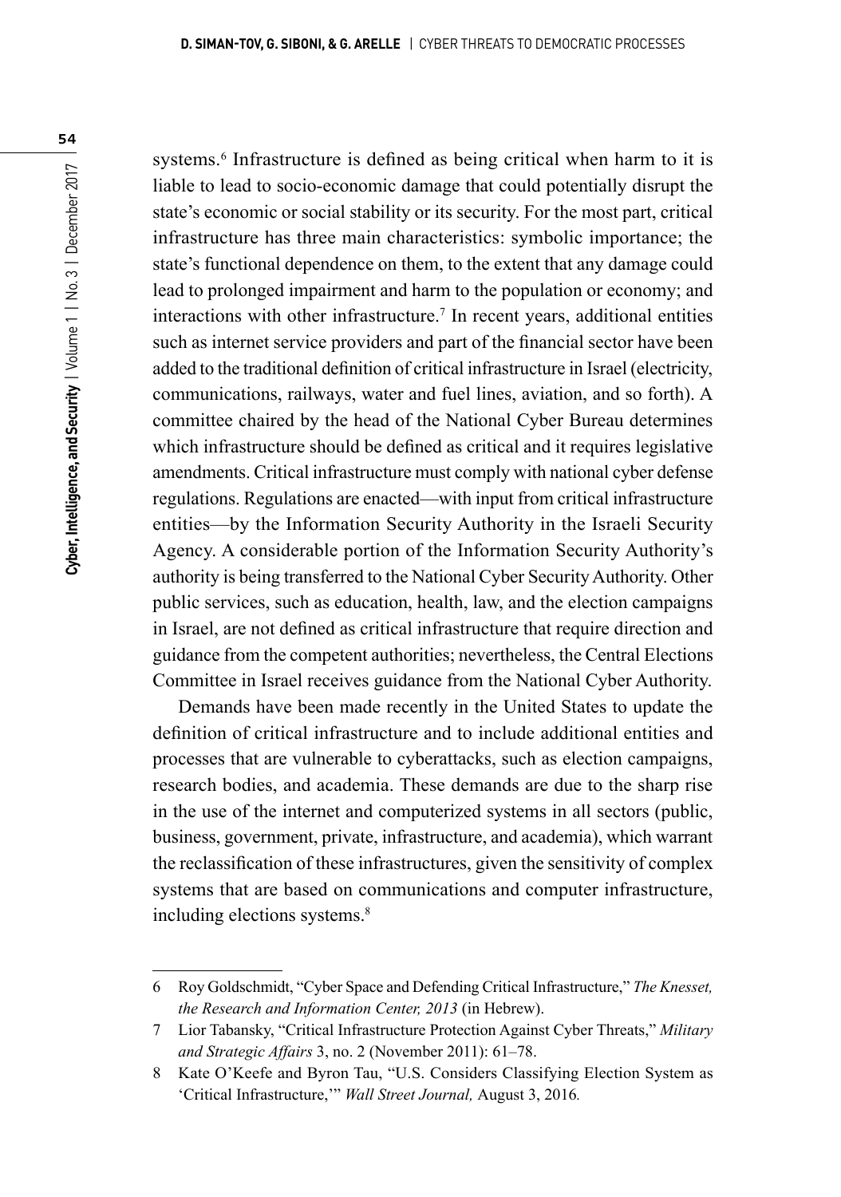systems.[6] Infrastructure is defined as being critical when harm to it is liable to lead to socio-economic damage that could potentially disrupt the state's economic or social stability or its security. For the most part, critical infrastructure has three main characteristics: symbolic importance; the state's functional dependence on them, to the extent that any damage could lead to prolonged impairment and harm to the population or economy; and interactions with other infrastructure.[7] In recent years, additional entities such as internet service providers and part of the financial sector have been added to the traditional definition of critical infrastructure in Israel (electricity, communications, railways, water and fuel lines, aviation, and so forth). A committee chaired by the head of the National Cyber Bureau determines which infrastructure should be defined as critical and it requires legislative amendments. Critical infrastructure must comply with national cyber defense regulations. Regulations are enacted—with input from critical infrastructure entities—by the Information Security Authority in the Israeli Security Agency. A considerable portion of the Information Security Authority's authority is being transferred to the National Cyber Security Authority. Other public services, such as education, health, law, and the election campaigns in Israel, are not defined as critical infrastructure that require direction and guidance from the competent authorities; nevertheless, the Central Elections Committee in Israel receives guidance from the National Cyber Authority.

Demands have been made recently in the United States to update the definition of critical infrastructure and to include additional entities and processes that are vulnerable to cyberattacks, such as election campaigns, research bodies, and academia. These demands are due to the sharp rise in the use of the internet and computerized systems in all sectors (public, business, government, private, infrastructure, and academia), which warrant the reclassification of these infrastructures, given the sensitivity of complex systems that are based on communications and computer infrastructure, including elections systems.[8]

---

6 Roy Goldschmidt, "Cyber Space and Defending Critical Infrastructure," *The Knesset, the Research and Information Center, 2013* (in Hebrew).

7 Lior Tabansky, "Critical Infrastructure Protection Against Cyber Threats," *Military and Strategic Affairs* 3, no. 2 (November 2011): 61–78.

8 Kate O'Keefe and Byron Tau, "U.S. Considers Classifying Election System as 'Critical Infrastructure,'" *Wall Street Journal,* August 3, 2016.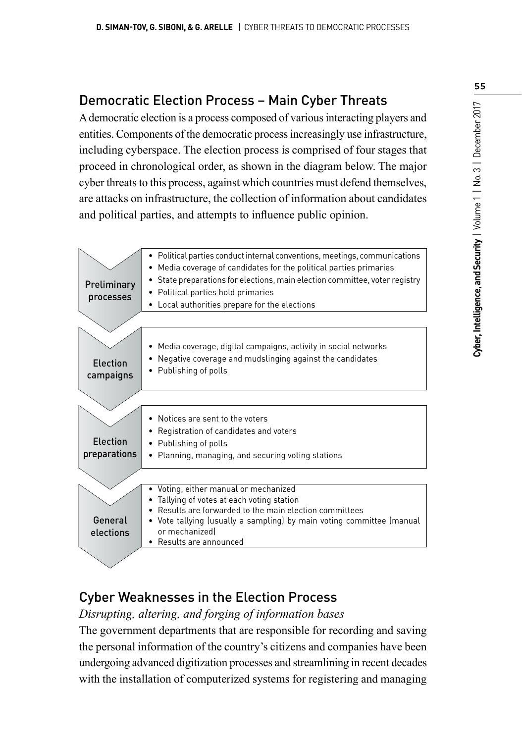## Democratic Election Process – Main Cyber Threats

A democratic election is a process composed of various interacting players and entities. Components of the democratic process increasingly use infrastructure, including cyberspace. The election process is comprised of four stages that proceed in chronological order, as shown in the diagram below. The major cyber threats to this process, against which countries must defend themselves, are attacks on infrastructure, the collection of information about candidates and political parties, and attempts to influence public opinion.

**Preliminary processes**

- Political parties conduct internal conventions, meetings, communications
- Media coverage of candidates for the political parties primaries
- State preparations for elections, main election committee, voter registry
- Political parties hold primaries
- Local authorities prepare for the elections

**Election campaigns**

- Media coverage, digital campaigns, activity in social networks
- Negative coverage and mudslinging against the candidates
- Publishing of polls

**Election preparations**

- Notices are sent to the voters
- Registration of candidates and voters
- Publishing of polls
- Planning, managing, and securing voting stations

**General elections**

- Voting, either manual or mechanized
- Tallying of votes at each voting station
- Results are forwarded to the main election committees
- Vote tallying (usually a sampling) by main voting committee (manual or mechanized)
- Results are announced

## Cyber Weaknesses in the Election Process

*Disrupting, altering, and forging of information bases*

The government departments that are responsible for recording and saving the personal information of the country's citizens and companies have been undergoing advanced digitization processes and streamlining in recent decades with the installation of computerized systems for registering and managing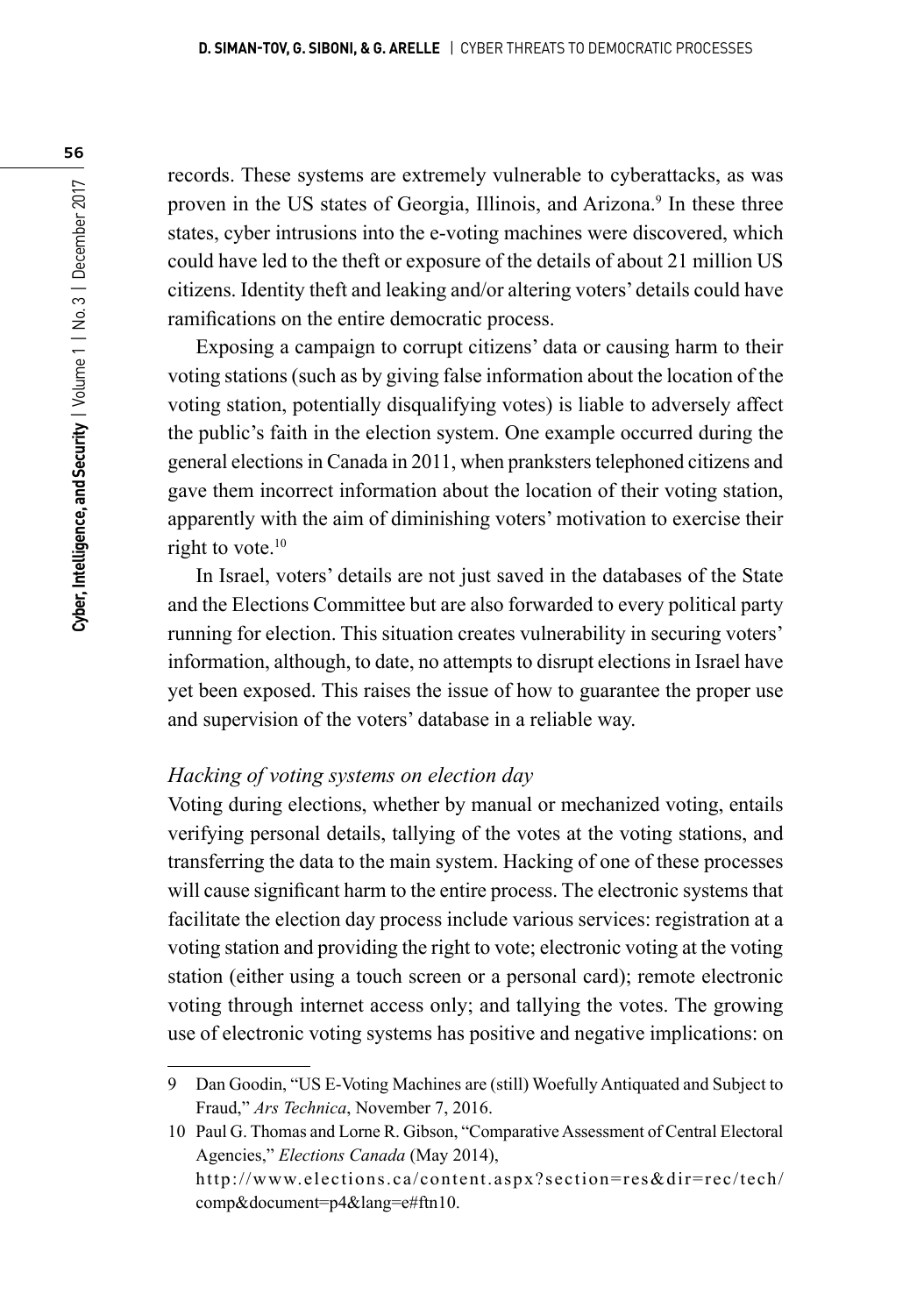records. These systems are extremely vulnerable to cyberattacks, as was proven in the US states of Georgia, Illinois, and Arizona.[9] In these three states, cyber intrusions into the e-voting machines were discovered, which could have led to the theft or exposure of the details of about 21 million US citizens. Identity theft and leaking and/or altering voters' details could have ramifications on the entire democratic process.

Exposing a campaign to corrupt citizens' data or causing harm to their voting stations (such as by giving false information about the location of the voting station, potentially disqualifying votes) is liable to adversely affect the public's faith in the election system. One example occurred during the general elections in Canada in 2011, when pranksters telephoned citizens and gave them incorrect information about the location of their voting station, apparently with the aim of diminishing voters' motivation to exercise their right to vote.[10]

In Israel, voters' details are not just saved in the databases of the State and the Elections Committee but are also forwarded to every political party running for election. This situation creates vulnerability in securing voters' information, although, to date, no attempts to disrupt elections in Israel have yet been exposed. This raises the issue of how to guarantee the proper use and supervision of the voters' database in a reliable way.

*Hacking of voting systems on election day*

Voting during elections, whether by manual or mechanized voting, entails verifying personal details, tallying of the votes at the voting stations, and transferring the data to the main system. Hacking of one of these processes will cause significant harm to the entire process. The electronic systems that facilitate the election day process include various services: registration at a voting station and providing the right to vote; electronic voting at the voting station (either using a touch screen or a personal card); remote electronic voting through internet access only; and tallying the votes. The growing use of electronic voting systems has positive and negative implications: on

---

9 Dan Goodin, "US E-Voting Machines are (still) Woefully Antiquated and Subject to Fraud," *Ars Technica*, November 7, 2016.

10 Paul G. Thomas and Lorne R. Gibson, "Comparative Assessment of Central Electoral Agencies," *Elections Canada* (May 2014), http://www.elections.ca/content.aspx?section=res&dir=rec/tech/comp&document=p4&lang=e#ftn10.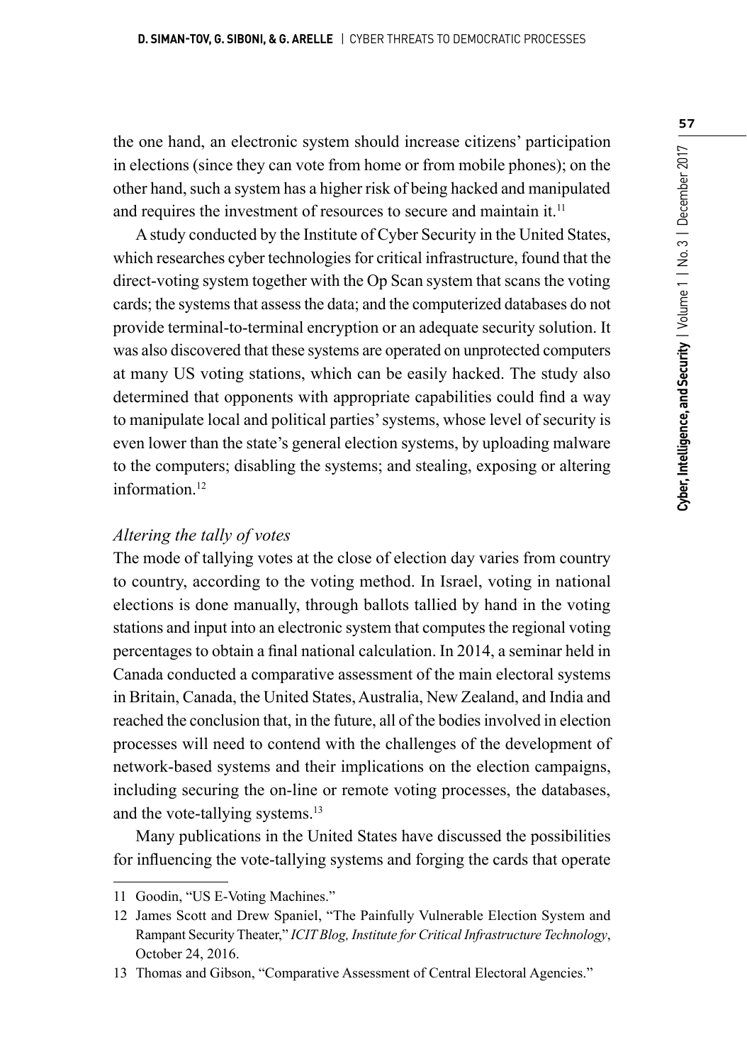the one hand, an electronic system should increase citizens' participation in elections (since they can vote from home or from mobile phones); on the other hand, such a system has a higher risk of being hacked and manipulated and requires the investment of resources to secure and maintain it.[11]

A study conducted by the Institute of Cyber Security in the United States, which researches cyber technologies for critical infrastructure, found that the direct-voting system together with the Op Scan system that scans the voting cards; the systems that assess the data; and the computerized databases do not provide terminal-to-terminal encryption or an adequate security solution. It was also discovered that these systems are operated on unprotected computers at many US voting stations, which can be easily hacked. The study also determined that opponents with appropriate capabilities could find a way to manipulate local and political parties' systems, whose level of security is even lower than the state's general election systems, by uploading malware to the computers; disabling the systems; and stealing, exposing or altering information.[12]

*Altering the tally of votes*

The mode of tallying votes at the close of election day varies from country to country, according to the voting method. In Israel, voting in national elections is done manually, through ballots tallied by hand in the voting stations and input into an electronic system that computes the regional voting percentages to obtain a final national calculation. In 2014, a seminar held in Canada conducted a comparative assessment of the main electoral systems in Britain, Canada, the United States, Australia, New Zealand, and India and reached the conclusion that, in the future, all of the bodies involved in election processes will need to contend with the challenges of the development of network-based systems and their implications on the election campaigns, including securing the on-line or remote voting processes, the databases, and the vote-tallying systems.[13]

Many publications in the United States have discussed the possibilities for influencing the vote-tallying systems and forging the cards that operate

---

11 Goodin, "US E-Voting Machines."

12 James Scott and Drew Spaniel, "The Painfully Vulnerable Election System and Rampant Security Theater," *ICIT Blog, Institute for Critical Infrastructure Technology*, October 24, 2016.

13 Thomas and Gibson, "Comparative Assessment of Central Electoral Agencies."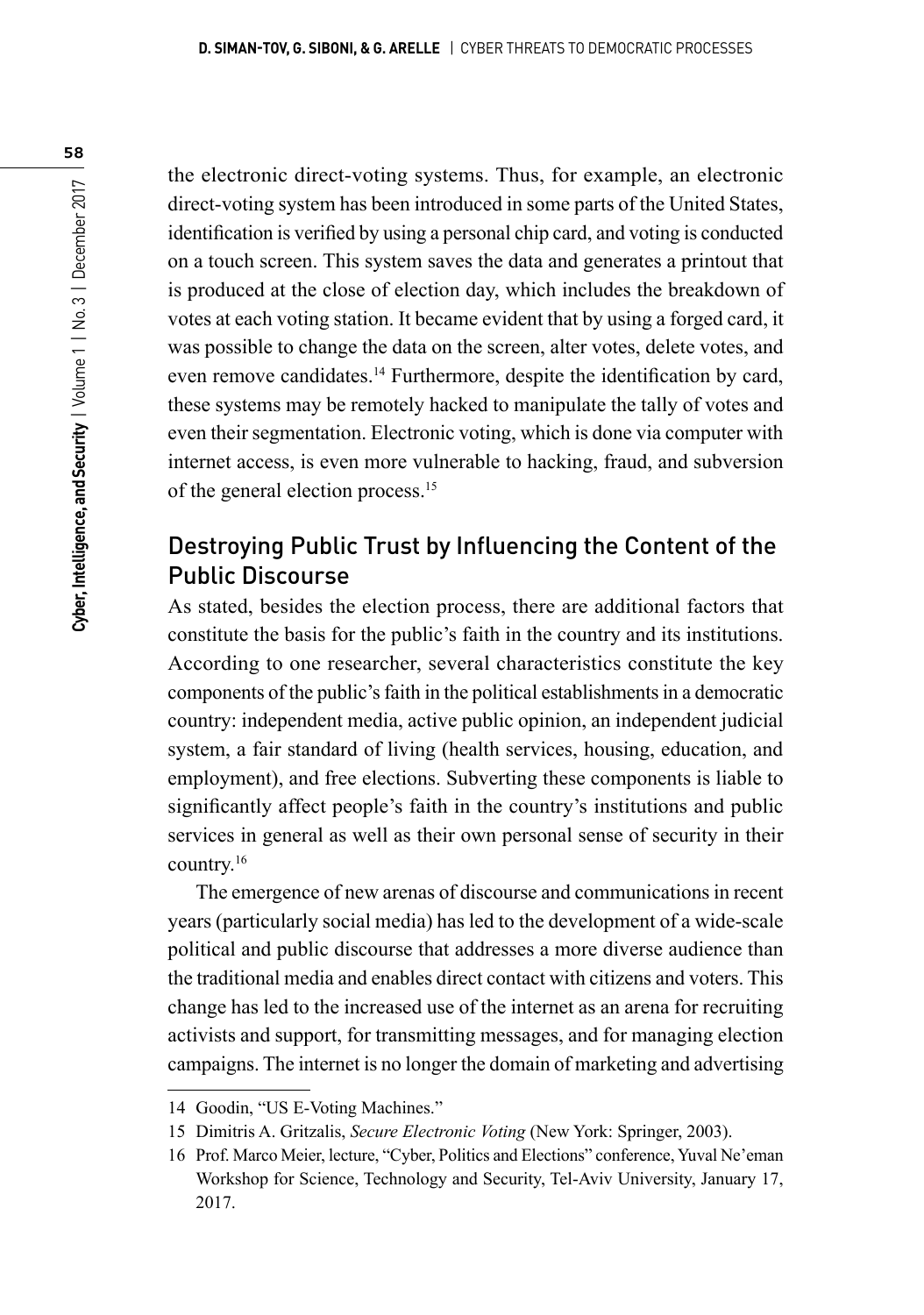the electronic direct-voting systems. Thus, for example, an electronic direct-voting system has been introduced in some parts of the United States, identification is verified by using a personal chip card, and voting is conducted on a touch screen. This system saves the data and generates a printout that is produced at the close of election day, which includes the breakdown of votes at each voting station. It became evident that by using a forged card, it was possible to change the data on the screen, alter votes, delete votes, and even remove candidates.[14] Furthermore, despite the identification by card, these systems may be remotely hacked to manipulate the tally of votes and even their segmentation. Electronic voting, which is done via computer with internet access, is even more vulnerable to hacking, fraud, and subversion of the general election process.[15]

## Destroying Public Trust by Influencing the Content of the Public Discourse

As stated, besides the election process, there are additional factors that constitute the basis for the public's faith in the country and its institutions. According to one researcher, several characteristics constitute the key components of the public's faith in the political establishments in a democratic country: independent media, active public opinion, an independent judicial system, a fair standard of living (health services, housing, education, and employment), and free elections. Subverting these components is liable to significantly affect people's faith in the country's institutions and public services in general as well as their own personal sense of security in their country.[16]

The emergence of new arenas of discourse and communications in recent years (particularly social media) has led to the development of a wide-scale political and public discourse that addresses a more diverse audience than the traditional media and enables direct contact with citizens and voters. This change has led to the increased use of the internet as an arena for recruiting activists and support, for transmitting messages, and for managing election campaigns. The internet is no longer the domain of marketing and advertising

---

14 Goodin, "US E-Voting Machines."

15 Dimitris A. Gritzalis, *Secure Electronic Voting* (New York: Springer, 2003).

16 Prof. Marco Meier, lecture, "Cyber, Politics and Elections" conference, Yuval Ne'eman Workshop for Science, Technology and Security, Tel-Aviv University, January 17, 2017.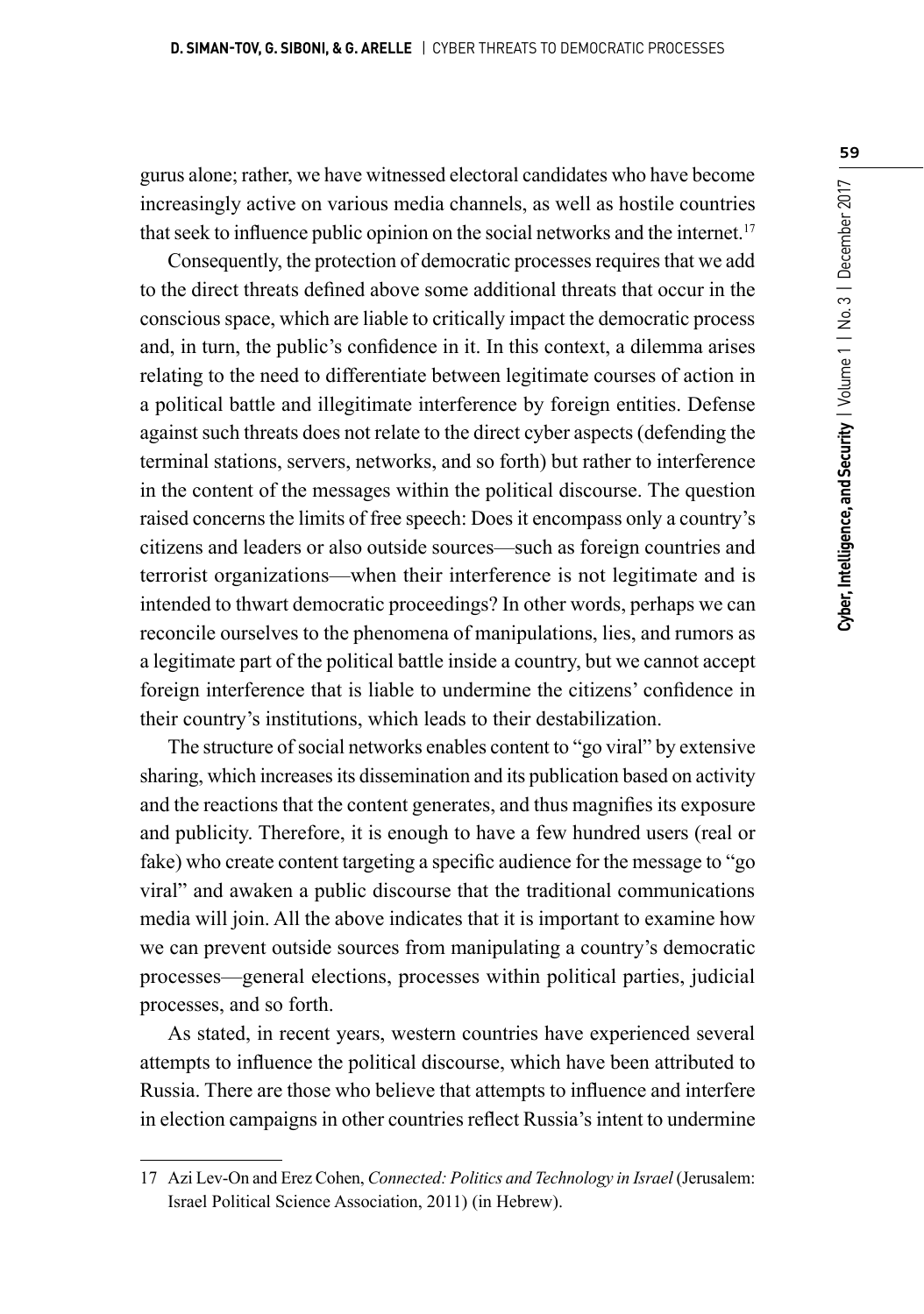gurus alone; rather, we have witnessed electoral candidates who have become increasingly active on various media channels, as well as hostile countries that seek to influence public opinion on the social networks and the internet.[17]

Consequently, the protection of democratic processes requires that we add to the direct threats defined above some additional threats that occur in the conscious space, which are liable to critically impact the democratic process and, in turn, the public's confidence in it. In this context, a dilemma arises relating to the need to differentiate between legitimate courses of action in a political battle and illegitimate interference by foreign entities. Defense against such threats does not relate to the direct cyber aspects (defending the terminal stations, servers, networks, and so forth) but rather to interference in the content of the messages within the political discourse. The question raised concerns the limits of free speech: Does it encompass only a country's citizens and leaders or also outside sources—such as foreign countries and terrorist organizations—when their interference is not legitimate and is intended to thwart democratic proceedings? In other words, perhaps we can reconcile ourselves to the phenomena of manipulations, lies, and rumors as a legitimate part of the political battle inside a country, but we cannot accept foreign interference that is liable to undermine the citizens' confidence in their country's institutions, which leads to their destabilization.

The structure of social networks enables content to "go viral" by extensive sharing, which increases its dissemination and its publication based on activity and the reactions that the content generates, and thus magnifies its exposure and publicity. Therefore, it is enough to have a few hundred users (real or fake) who create content targeting a specific audience for the message to "go viral" and awaken a public discourse that the traditional communications media will join. All the above indicates that it is important to examine how we can prevent outside sources from manipulating a country's democratic processes—general elections, processes within political parties, judicial processes, and so forth.

As stated, in recent years, western countries have experienced several attempts to influence the political discourse, which have been attributed to Russia. There are those who believe that attempts to influence and interfere in election campaigns in other countries reflect Russia's intent to undermine

---

17 Azi Lev-On and Erez Cohen, *Connected: Politics and Technology in Israel* (Jerusalem: Israel Political Science Association, 2011) (in Hebrew).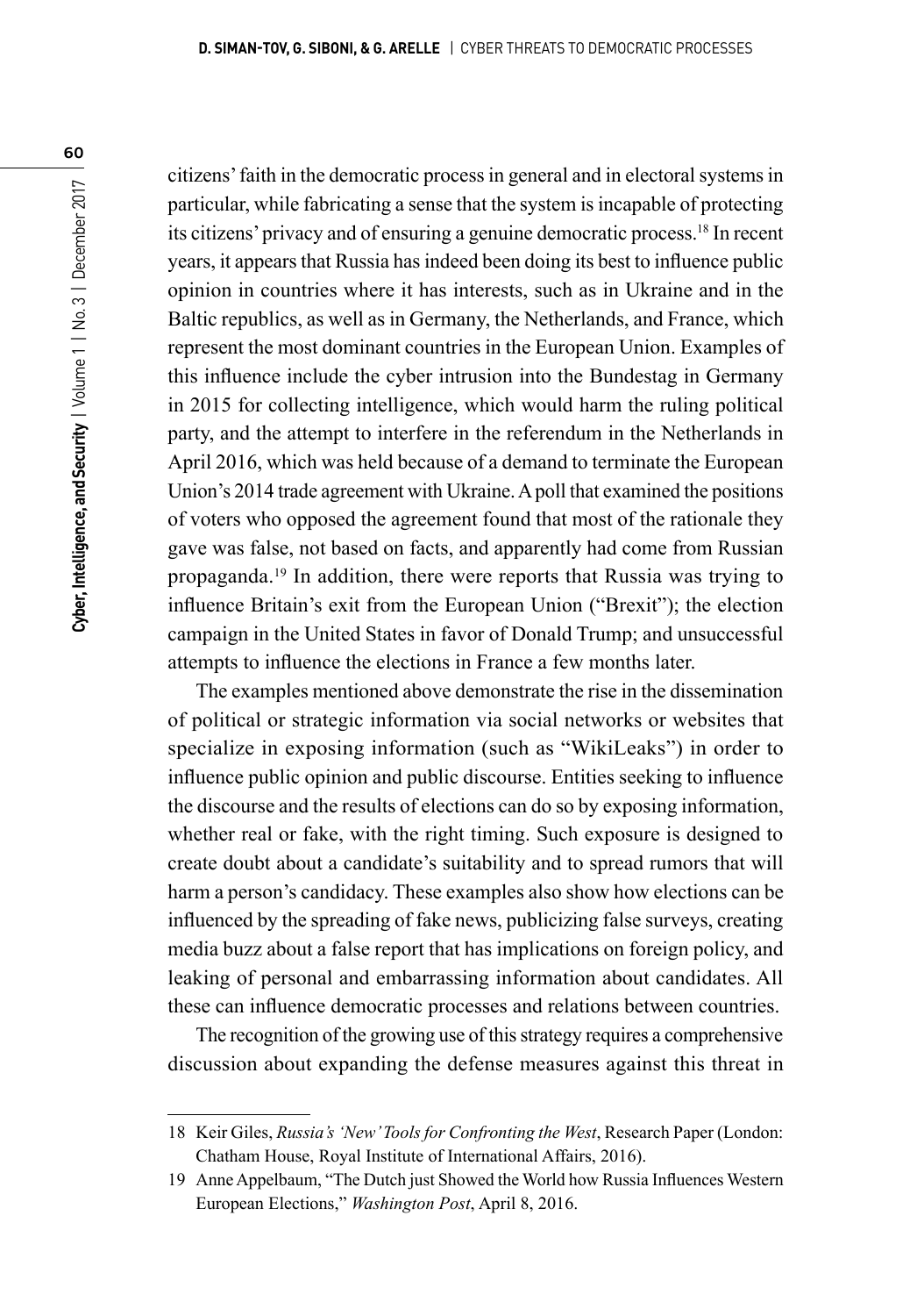citizens' faith in the democratic process in general and in electoral systems in particular, while fabricating a sense that the system is incapable of protecting its citizens' privacy and of ensuring a genuine democratic process.[18] In recent years, it appears that Russia has indeed been doing its best to influence public opinion in countries where it has interests, such as in Ukraine and in the Baltic republics, as well as in Germany, the Netherlands, and France, which represent the most dominant countries in the European Union. Examples of this influence include the cyber intrusion into the Bundestag in Germany in 2015 for collecting intelligence, which would harm the ruling political party, and the attempt to interfere in the referendum in the Netherlands in April 2016, which was held because of a demand to terminate the European Union's 2014 trade agreement with Ukraine. A poll that examined the positions of voters who opposed the agreement found that most of the rationale they gave was false, not based on facts, and apparently had come from Russian propaganda.[19] In addition, there were reports that Russia was trying to influence Britain's exit from the European Union ("Brexit"); the election campaign in the United States in favor of Donald Trump; and unsuccessful attempts to influence the elections in France a few months later.

The examples mentioned above demonstrate the rise in the dissemination of political or strategic information via social networks or websites that specialize in exposing information (such as "WikiLeaks") in order to influence public opinion and public discourse. Entities seeking to influence the discourse and the results of elections can do so by exposing information, whether real or fake, with the right timing. Such exposure is designed to create doubt about a candidate's suitability and to spread rumors that will harm a person's candidacy. These examples also show how elections can be influenced by the spreading of fake news, publicizing false surveys, creating media buzz about a false report that has implications on foreign policy, and leaking of personal and embarrassing information about candidates. All these can influence democratic processes and relations between countries.

The recognition of the growing use of this strategy requires a comprehensive discussion about expanding the defense measures against this threat in

---

18 Keir Giles, *Russia's 'New' Tools for Confronting the West*, Research Paper (London: Chatham House, Royal Institute of International Affairs, 2016).

19 Anne Appelbaum, "The Dutch just Showed the World how Russia Influences Western European Elections," *Washington Post*, April 8, 2016.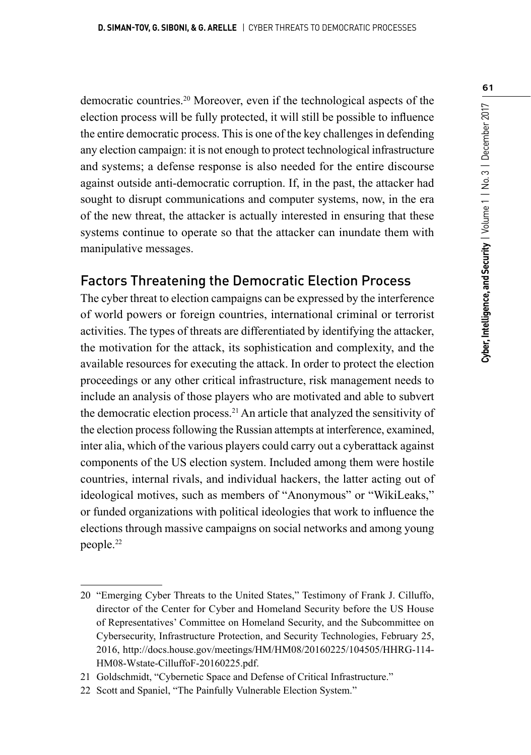democratic countries.[20] Moreover, even if the technological aspects of the election process will be fully protected, it will still be possible to influence the entire democratic process. This is one of the key challenges in defending any election campaign: it is not enough to protect technological infrastructure and systems; a defense response is also needed for the entire discourse against outside anti-democratic corruption. If, in the past, the attacker had sought to disrupt communications and computer systems, now, in the era of the new threat, the attacker is actually interested in ensuring that these systems continue to operate so that the attacker can inundate them with manipulative messages.

## Factors Threatening the Democratic Election Process

The cyber threat to election campaigns can be expressed by the interference of world powers or foreign countries, international criminal or terrorist activities. The types of threats are differentiated by identifying the attacker, the motivation for the attack, its sophistication and complexity, and the available resources for executing the attack. In order to protect the election proceedings or any other critical infrastructure, risk management needs to include an analysis of those players who are motivated and able to subvert the democratic election process.[21] An article that analyzed the sensitivity of the election process following the Russian attempts at interference, examined, inter alia, which of the various players could carry out a cyberattack against components of the US election system. Included among them were hostile countries, internal rivals, and individual hackers, the latter acting out of ideological motives, such as members of "Anonymous" or "WikiLeaks," or funded organizations with political ideologies that work to influence the elections through massive campaigns on social networks and among young people.[22]

---

20 "Emerging Cyber Threats to the United States," Testimony of Frank J. Cilluffo, director of the Center for Cyber and Homeland Security before the US House of Representatives' Committee on Homeland Security, and the Subcommittee on Cybersecurity, Infrastructure Protection, and Security Technologies, February 25, 2016, http://docs.house.gov/meetings/HM/HM08/20160225/104505/HHRG-114-HM08-Wstate-CilluffoF-20160225.pdf.

21 Goldschmidt, "Cybernetic Space and Defense of Critical Infrastructure."

22 Scott and Spaniel, "The Painfully Vulnerable Election System."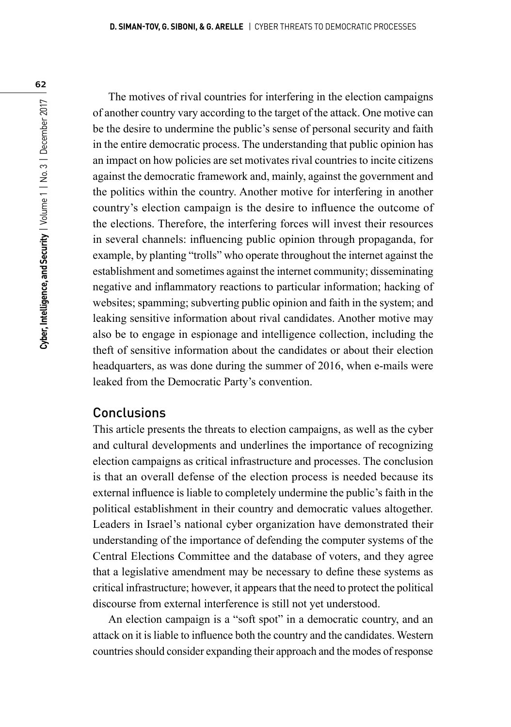The motives of rival countries for interfering in the election campaigns of another country vary according to the target of the attack. One motive can be the desire to undermine the public's sense of personal security and faith in the entire democratic process. The understanding that public opinion has an impact on how policies are set motivates rival countries to incite citizens against the democratic framework and, mainly, against the government and the politics within the country. Another motive for interfering in another country's election campaign is the desire to influence the outcome of the elections. Therefore, the interfering forces will invest their resources in several channels: influencing public opinion through propaganda, for example, by planting "trolls" who operate throughout the internet against the establishment and sometimes against the internet community; disseminating negative and inflammatory reactions to particular information; hacking of websites; spamming; subverting public opinion and faith in the system; and leaking sensitive information about rival candidates. Another motive may also be to engage in espionage and intelligence collection, including the theft of sensitive information about the candidates or about their election headquarters, as was done during the summer of 2016, when e-mails were leaked from the Democratic Party's convention.

## Conclusions

This article presents the threats to election campaigns, as well as the cyber and cultural developments and underlines the importance of recognizing election campaigns as critical infrastructure and processes. The conclusion is that an overall defense of the election process is needed because its external influence is liable to completely undermine the public's faith in the political establishment in their country and democratic values altogether. Leaders in Israel's national cyber organization have demonstrated their understanding of the importance of defending the computer systems of the Central Elections Committee and the database of voters, and they agree that a legislative amendment may be necessary to define these systems as critical infrastructure; however, it appears that the need to protect the political discourse from external interference is still not yet understood.

An election campaign is a "soft spot" in a democratic country, and an attack on it is liable to influence both the country and the candidates. Western countries should consider expanding their approach and the modes of response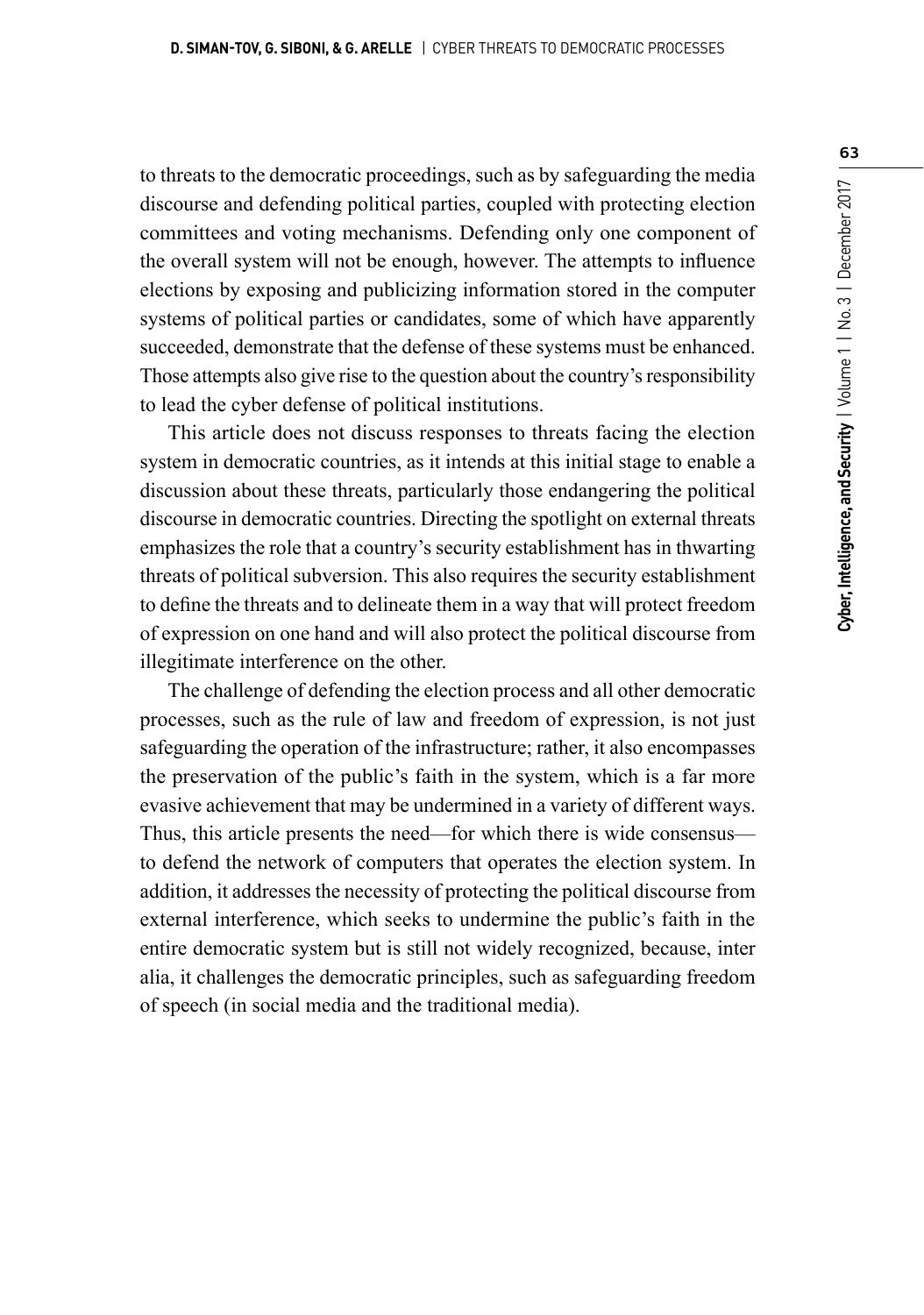to threats to the democratic proceedings, such as by safeguarding the media discourse and defending political parties, coupled with protecting election committees and voting mechanisms. Defending only one component of the overall system will not be enough, however. The attempts to influence elections by exposing and publicizing information stored in the computer systems of political parties or candidates, some of which have apparently succeeded, demonstrate that the defense of these systems must be enhanced. Those attempts also give rise to the question about the country's responsibility to lead the cyber defense of political institutions.

This article does not discuss responses to threats facing the election system in democratic countries, as it intends at this initial stage to enable a discussion about these threats, particularly those endangering the political discourse in democratic countries. Directing the spotlight on external threats emphasizes the role that a country's security establishment has in thwarting threats of political subversion. This also requires the security establishment to define the threats and to delineate them in a way that will protect freedom of expression on one hand and will also protect the political discourse from illegitimate interference on the other.

The challenge of defending the election process and all other democratic processes, such as the rule of law and freedom of expression, is not just safeguarding the operation of the infrastructure; rather, it also encompasses the preservation of the public's faith in the system, which is a far more evasive achievement that may be undermined in a variety of different ways. Thus, this article presents the need—for which there is wide consensus—to defend the network of computers that operates the election system. In addition, it addresses the necessity of protecting the political discourse from external interference, which seeks to undermine the public's faith in the entire democratic system but is still not widely recognized, because, inter alia, it challenges the democratic principles, such as safeguarding freedom of speech (in social media and the traditional media).